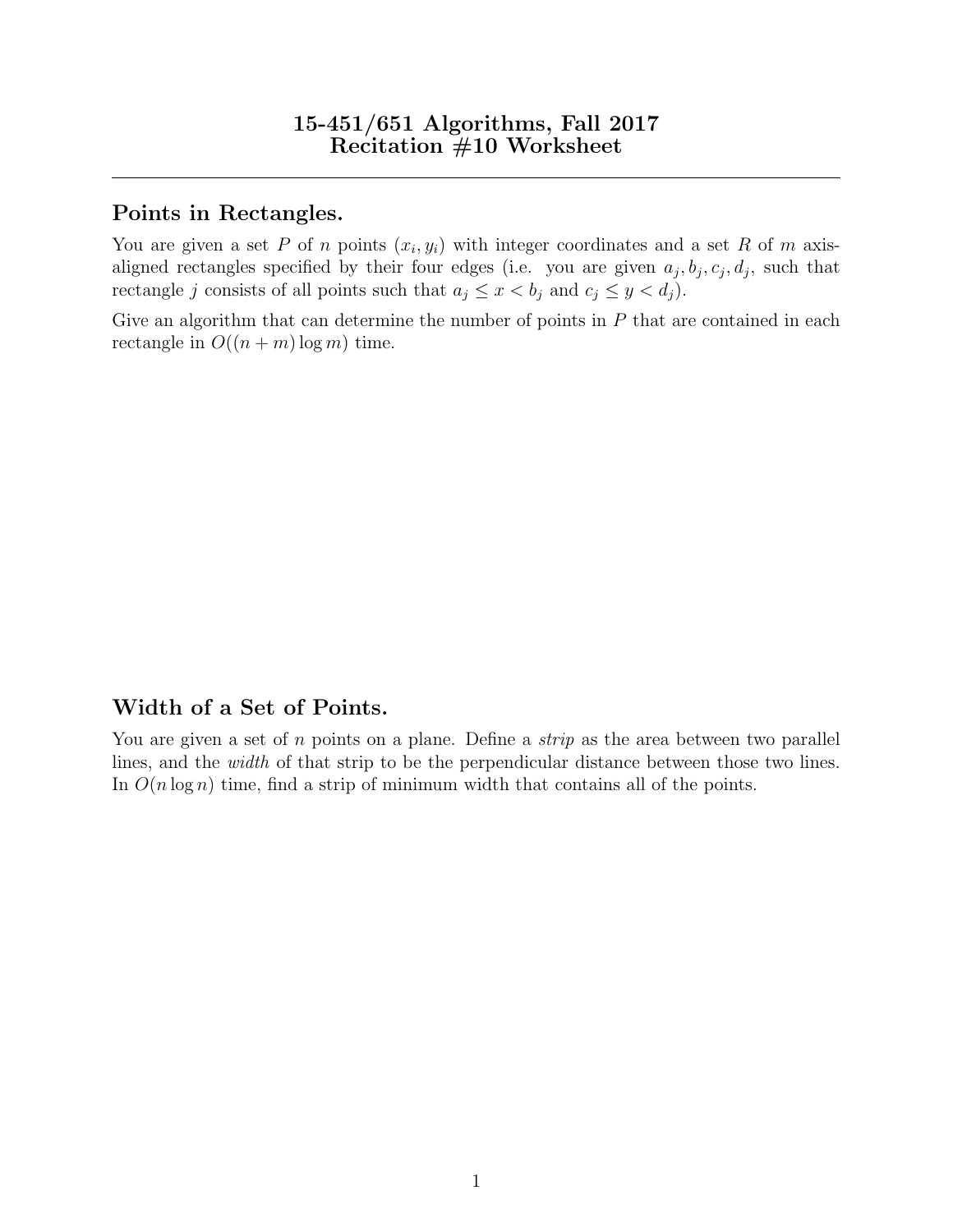# 15-451/651 Algorithms, Fall 2017
# Recitation #10 Worksheet

## Points in Rectangles.

You are given a set $P$ of $n$ points $(x_i, y_i)$ with integer coordinates and a set $R$ of $m$ axis-aligned rectangles specified by their four edges (i.e. you are given $a_j, b_j, c_j, d_j$, such that rectangle $j$ consists of all points such that $a_j \leq x < b_j$ and $c_j \leq y < d_j$).

Give an algorithm that can determine the number of points in $P$ that are contained in each rectangle in $O((n + m) \log m)$ time.

## Width of a Set of Points.

You are given a set of $n$ points on a plane. Define a *strip* as the area between two parallel lines, and the *width* of that strip to be the perpendicular distance between those two lines. In $O(n \log n)$ time, find a strip of minimum width that contains all of the points.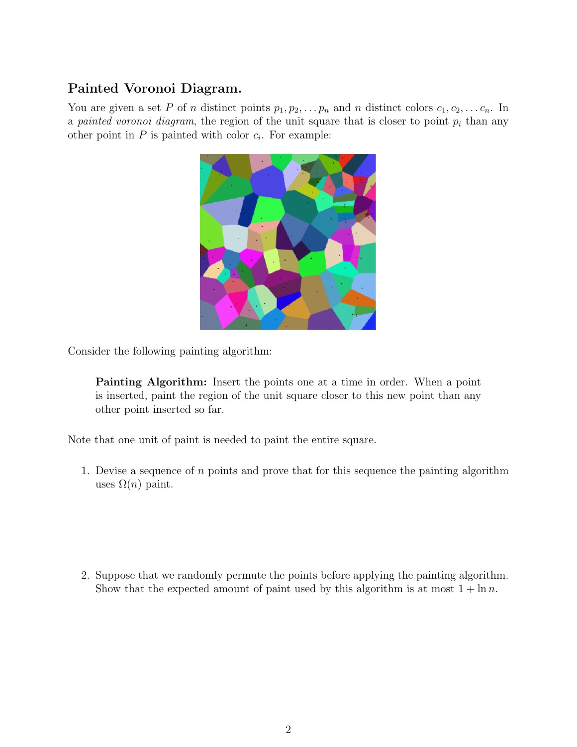## Painted Voronoi Diagram.

You are given a set $P$ of $n$ distinct points $p_1, p_2, \ldots p_n$ and $n$ distinct colors $c_1, c_2, \ldots c_n$. In a *painted voronoi diagram*, the region of the unit square that is closer to point $p_i$ than any other point in $P$ is painted with color $c_i$. For example:

Consider the following painting algorithm:

> **Painting Algorithm:** Insert the points one at a time in order. When a point is inserted, paint the region of the unit square closer to this new point than any other point inserted so far.

Note that one unit of paint is needed to paint the entire square.

1. Devise a sequence of $n$ points and prove that for this sequence the painting algorithm uses $\Omega(n)$ paint.

2. Suppose that we randomly permute the points before applying the painting algorithm. Show that the expected amount of paint used by this algorithm is at most $1 + \ln n$.